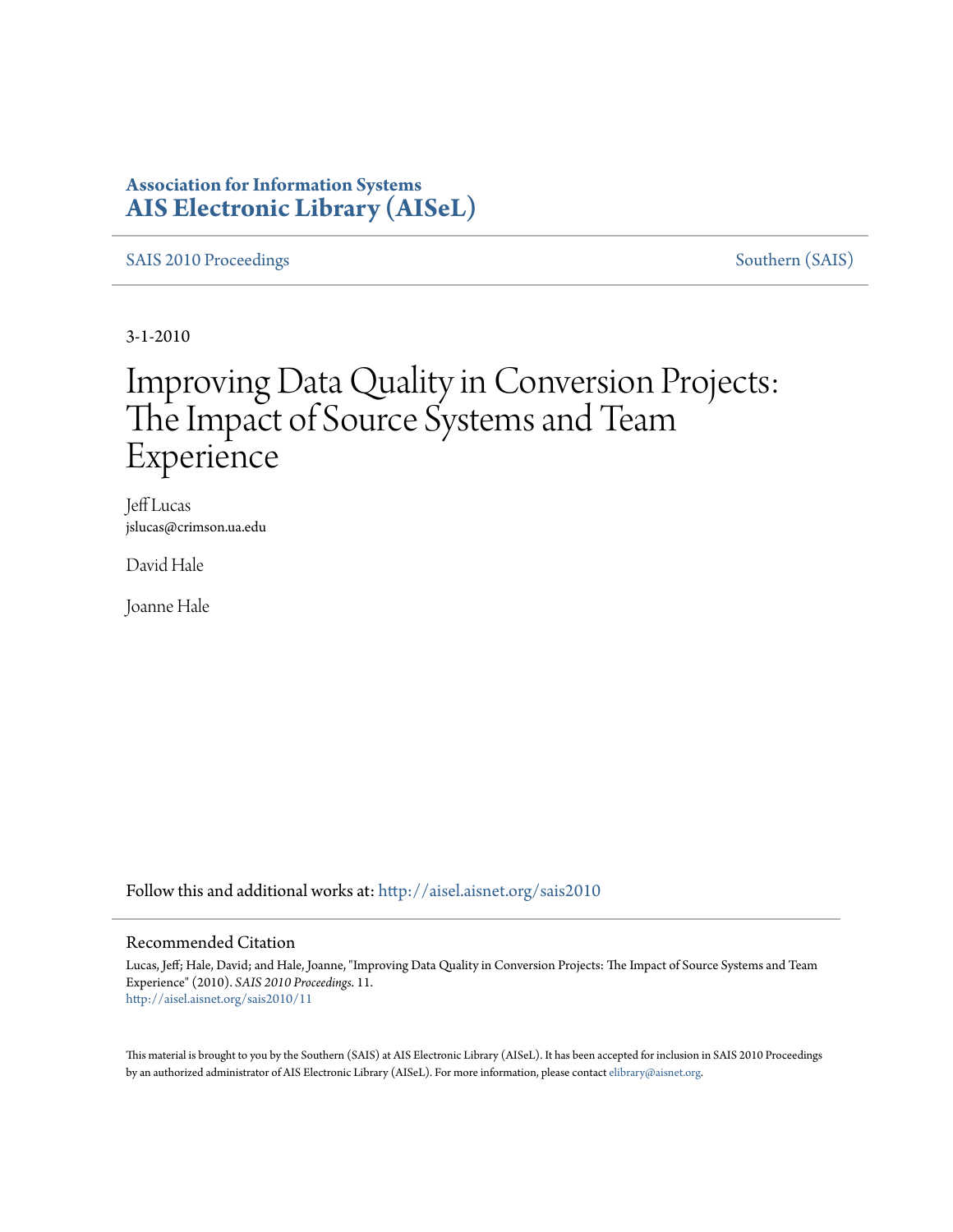**Association for Information Systems**
**AIS Electronic Library (AISeL)**

SAIS 2010 Proceedings | Southern (SAIS)

3-1-2010

# Improving Data Quality in Conversion Projects: The Impact of Source Systems and Team Experience

Jeff Lucas
jslucas@crimson.ua.edu

David Hale

Joanne Hale

Follow this and additional works at: http://aisel.aisnet.org/sais2010

## Recommended Citation

Lucas, Jeff; Hale, David; and Hale, Joanne, "Improving Data Quality in Conversion Projects: The Impact of Source Systems and Team Experience" (2010). *SAIS 2010 Proceedings*. 11.
http://aisel.aisnet.org/sais2010/11

This material is brought to you by the Southern (SAIS) at AIS Electronic Library (AISeL). It has been accepted for inclusion in SAIS 2010 Proceedings by an authorized administrator of AIS Electronic Library (AISeL). For more information, please contact elibrary@aisnet.org.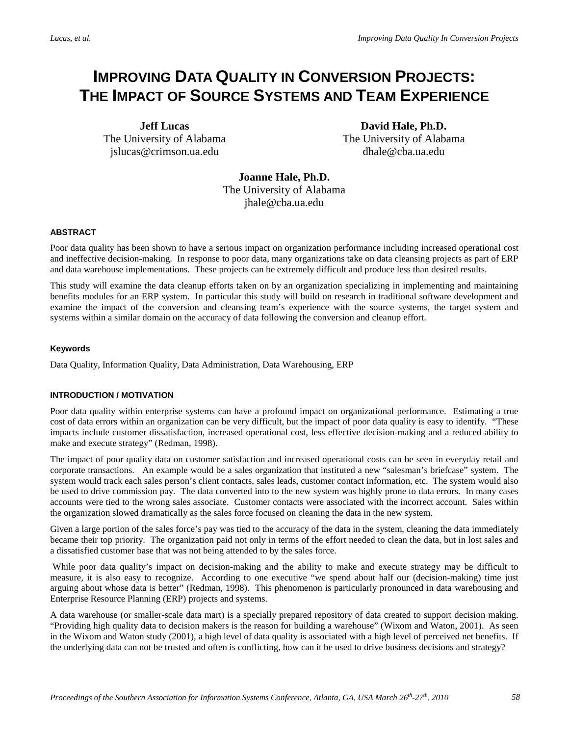# IMPROVING DATA QUALITY IN CONVERSION PROJECTS: THE IMPACT OF SOURCE SYSTEMS AND TEAM EXPERIENCE

**Jeff Lucas**
The University of Alabama
jslucas@crimson.ua.edu

**David Hale, Ph.D.**
The University of Alabama
dhale@cba.ua.edu

**Joanne Hale, Ph.D.**
The University of Alabama
jhale@cba.ua.edu

## ABSTRACT

Poor data quality has been shown to have a serious impact on organization performance including increased operational cost and ineffective decision-making. In response to poor data, many organizations take on data cleansing projects as part of ERP and data warehouse implementations. These projects can be extremely difficult and produce less than desired results.

This study will examine the data cleanup efforts taken on by an organization specializing in implementing and maintaining benefits modules for an ERP system. In particular this study will build on research in traditional software development and examine the impact of the conversion and cleansing team's experience with the source systems, the target system and systems within a similar domain on the accuracy of data following the conversion and cleanup effort.

## Keywords

Data Quality, Information Quality, Data Administration, Data Warehousing, ERP

## INTRODUCTION / MOTIVATION

Poor data quality within enterprise systems can have a profound impact on organizational performance. Estimating a true cost of data errors within an organization can be very difficult, but the impact of poor data quality is easy to identify. "These impacts include customer dissatisfaction, increased operational cost, less effective decision-making and a reduced ability to make and execute strategy" (Redman, 1998).

The impact of poor quality data on customer satisfaction and increased operational costs can be seen in everyday retail and corporate transactions. An example would be a sales organization that instituted a new "salesman's briefcase" system. The system would track each sales person's client contacts, sales leads, customer contact information, etc. The system would also be used to drive commission pay. The data converted into to the new system was highly prone to data errors. In many cases accounts were tied to the wrong sales associate. Customer contacts were associated with the incorrect account. Sales within the organization slowed dramatically as the sales force focused on cleaning the data in the new system.

Given a large portion of the sales force's pay was tied to the accuracy of the data in the system, cleaning the data immediately became their top priority. The organization paid not only in terms of the effort needed to clean the data, but in lost sales and a dissatisfied customer base that was not being attended to by the sales force.

While poor data quality's impact on decision-making and the ability to make and execute strategy may be difficult to measure, it is also easy to recognize. According to one executive "we spend about half our (decision-making) time just arguing about whose data is better" (Redman, 1998). This phenomenon is particularly pronounced in data warehousing and Enterprise Resource Planning (ERP) projects and systems.

A data warehouse (or smaller-scale data mart) is a specially prepared repository of data created to support decision making. "Providing high quality data to decision makers is the reason for building a warehouse" (Wixom and Waton, 2001). As seen in the Wixom and Waton study (2001), a high level of data quality is associated with a high level of perceived net benefits. If the underlying data can not be trusted and often is conflicting, how can it be used to drive business decisions and strategy?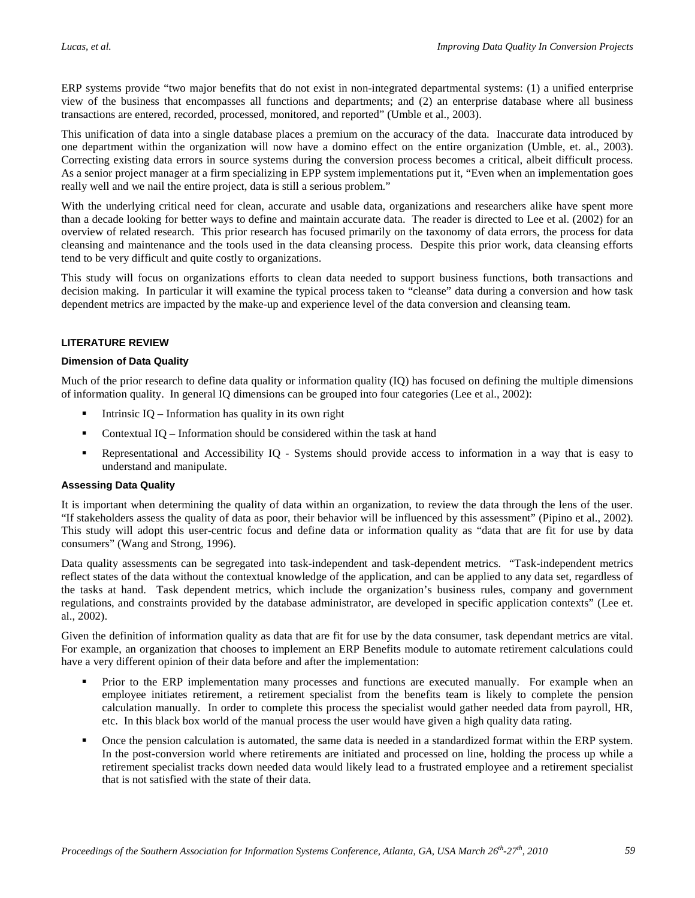ERP systems provide "two major benefits that do not exist in non-integrated departmental systems: (1) a unified enterprise view of the business that encompasses all functions and departments; and (2) an enterprise database where all business transactions are entered, recorded, processed, monitored, and reported" (Umble et al., 2003).

This unification of data into a single database places a premium on the accuracy of the data. Inaccurate data introduced by one department within the organization will now have a domino effect on the entire organization (Umble, et. al., 2003). Correcting existing data errors in source systems during the conversion process becomes a critical, albeit difficult process. As a senior project manager at a firm specializing in EPP system implementations put it, "Even when an implementation goes really well and we nail the entire project, data is still a serious problem."

With the underlying critical need for clean, accurate and usable data, organizations and researchers alike have spent more than a decade looking for better ways to define and maintain accurate data. The reader is directed to Lee et al. (2002) for an overview of related research. This prior research has focused primarily on the taxonomy of data errors, the process for data cleansing and maintenance and the tools used in the data cleansing process. Despite this prior work, data cleansing efforts tend to be very difficult and quite costly to organizations.

This study will focus on organizations efforts to clean data needed to support business functions, both transactions and decision making. In particular it will examine the typical process taken to "cleanse" data during a conversion and how task dependent metrics are impacted by the make-up and experience level of the data conversion and cleansing team.

## LITERATURE REVIEW

### Dimension of Data Quality

Much of the prior research to define data quality or information quality (IQ) has focused on defining the multiple dimensions of information quality. In general IQ dimensions can be grouped into four categories (Lee et al., 2002):

- Intrinsic IQ – Information has quality in its own right
- Contextual IQ – Information should be considered within the task at hand
- Representational and Accessibility IQ - Systems should provide access to information in a way that is easy to understand and manipulate.

### Assessing Data Quality

It is important when determining the quality of data within an organization, to review the data through the lens of the user. "If stakeholders assess the quality of data as poor, their behavior will be influenced by this assessment" (Pipino et al., 2002). This study will adopt this user-centric focus and define data or information quality as "data that are fit for use by data consumers" (Wang and Strong, 1996).

Data quality assessments can be segregated into task-independent and task-dependent metrics. "Task-independent metrics reflect states of the data without the contextual knowledge of the application, and can be applied to any data set, regardless of the tasks at hand. Task dependent metrics, which include the organization's business rules, company and government regulations, and constraints provided by the database administrator, are developed in specific application contexts" (Lee et. al., 2002).

Given the definition of information quality as data that are fit for use by the data consumer, task dependant metrics are vital. For example, an organization that chooses to implement an ERP Benefits module to automate retirement calculations could have a very different opinion of their data before and after the implementation:

- Prior to the ERP implementation many processes and functions are executed manually. For example when an employee initiates retirement, a retirement specialist from the benefits team is likely to complete the pension calculation manually. In order to complete this process the specialist would gather needed data from payroll, HR, etc. In this black box world of the manual process the user would have given a high quality data rating.
- Once the pension calculation is automated, the same data is needed in a standardized format within the ERP system. In the post-conversion world where retirements are initiated and processed on line, holding the process up while a retirement specialist tracks down needed data would likely lead to a frustrated employee and a retirement specialist that is not satisfied with the state of their data.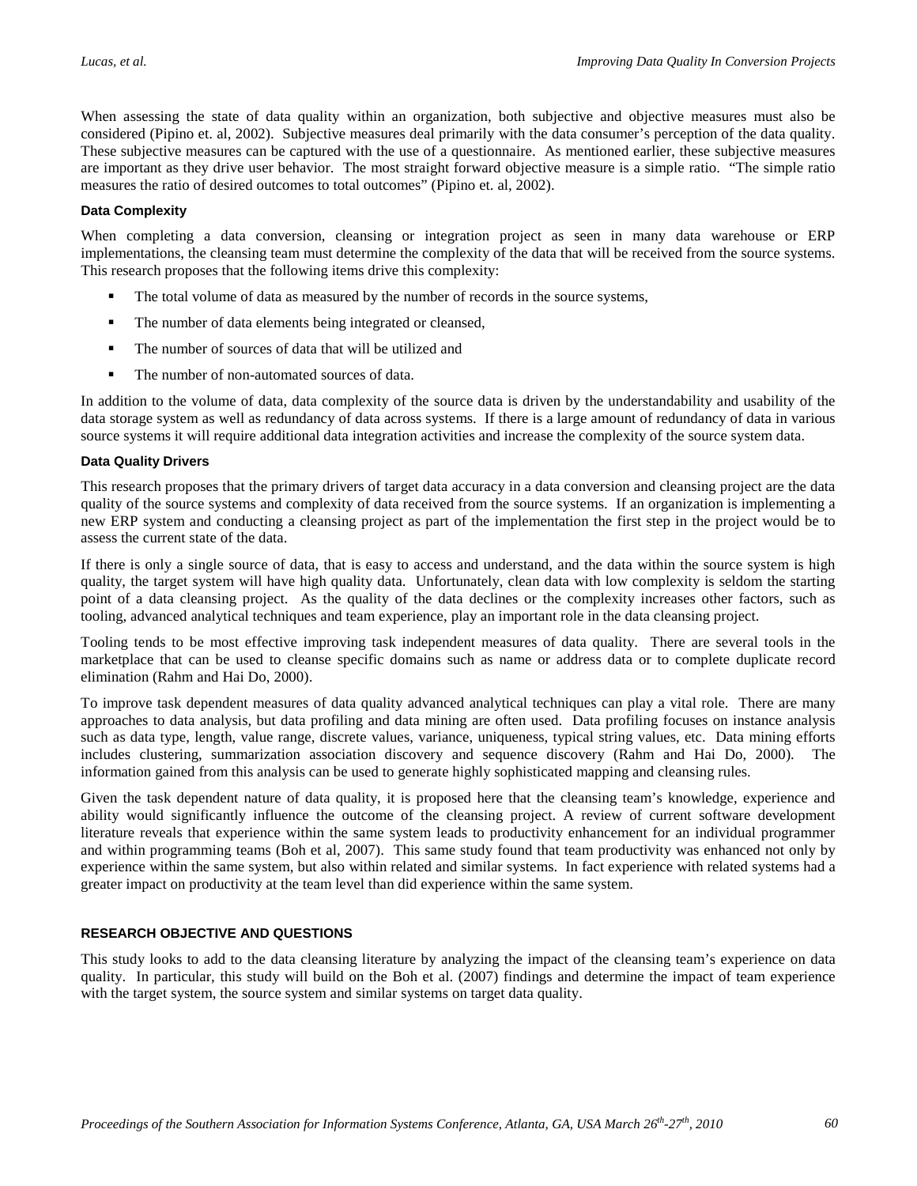When assessing the state of data quality within an organization, both subjective and objective measures must also be considered (Pipino et. al, 2002). Subjective measures deal primarily with the data consumer's perception of the data quality. These subjective measures can be captured with the use of a questionnaire. As mentioned earlier, these subjective measures are important as they drive user behavior. The most straight forward objective measure is a simple ratio. "The simple ratio measures the ratio of desired outcomes to total outcomes" (Pipino et. al, 2002).

### Data Complexity

When completing a data conversion, cleansing or integration project as seen in many data warehouse or ERP implementations, the cleansing team must determine the complexity of the data that will be received from the source systems. This research proposes that the following items drive this complexity:

- The total volume of data as measured by the number of records in the source systems,
- The number of data elements being integrated or cleansed,
- The number of sources of data that will be utilized and
- The number of non-automated sources of data.

In addition to the volume of data, data complexity of the source data is driven by the understandability and usability of the data storage system as well as redundancy of data across systems. If there is a large amount of redundancy of data in various source systems it will require additional data integration activities and increase the complexity of the source system data.

### Data Quality Drivers

This research proposes that the primary drivers of target data accuracy in a data conversion and cleansing project are the data quality of the source systems and complexity of data received from the source systems. If an organization is implementing a new ERP system and conducting a cleansing project as part of the implementation the first step in the project would be to assess the current state of the data.

If there is only a single source of data, that is easy to access and understand, and the data within the source system is high quality, the target system will have high quality data. Unfortunately, clean data with low complexity is seldom the starting point of a data cleansing project. As the quality of the data declines or the complexity increases other factors, such as tooling, advanced analytical techniques and team experience, play an important role in the data cleansing project.

Tooling tends to be most effective improving task independent measures of data quality. There are several tools in the marketplace that can be used to cleanse specific domains such as name or address data or to complete duplicate record elimination (Rahm and Hai Do, 2000).

To improve task dependent measures of data quality advanced analytical techniques can play a vital role. There are many approaches to data analysis, but data profiling and data mining are often used. Data profiling focuses on instance analysis such as data type, length, value range, discrete values, variance, uniqueness, typical string values, etc. Data mining efforts includes clustering, summarization association discovery and sequence discovery (Rahm and Hai Do, 2000). The information gained from this analysis can be used to generate highly sophisticated mapping and cleansing rules.

Given the task dependent nature of data quality, it is proposed here that the cleansing team's knowledge, experience and ability would significantly influence the outcome of the cleansing project. A review of current software development literature reveals that experience within the same system leads to productivity enhancement for an individual programmer and within programming teams (Boh et al, 2007). This same study found that team productivity was enhanced not only by experience within the same system, but also within related and similar systems. In fact experience with related systems had a greater impact on productivity at the team level than did experience within the same system.

## RESEARCH OBJECTIVE AND QUESTIONS

This study looks to add to the data cleansing literature by analyzing the impact of the cleansing team's experience on data quality. In particular, this study will build on the Boh et al. (2007) findings and determine the impact of team experience with the target system, the source system and similar systems on target data quality.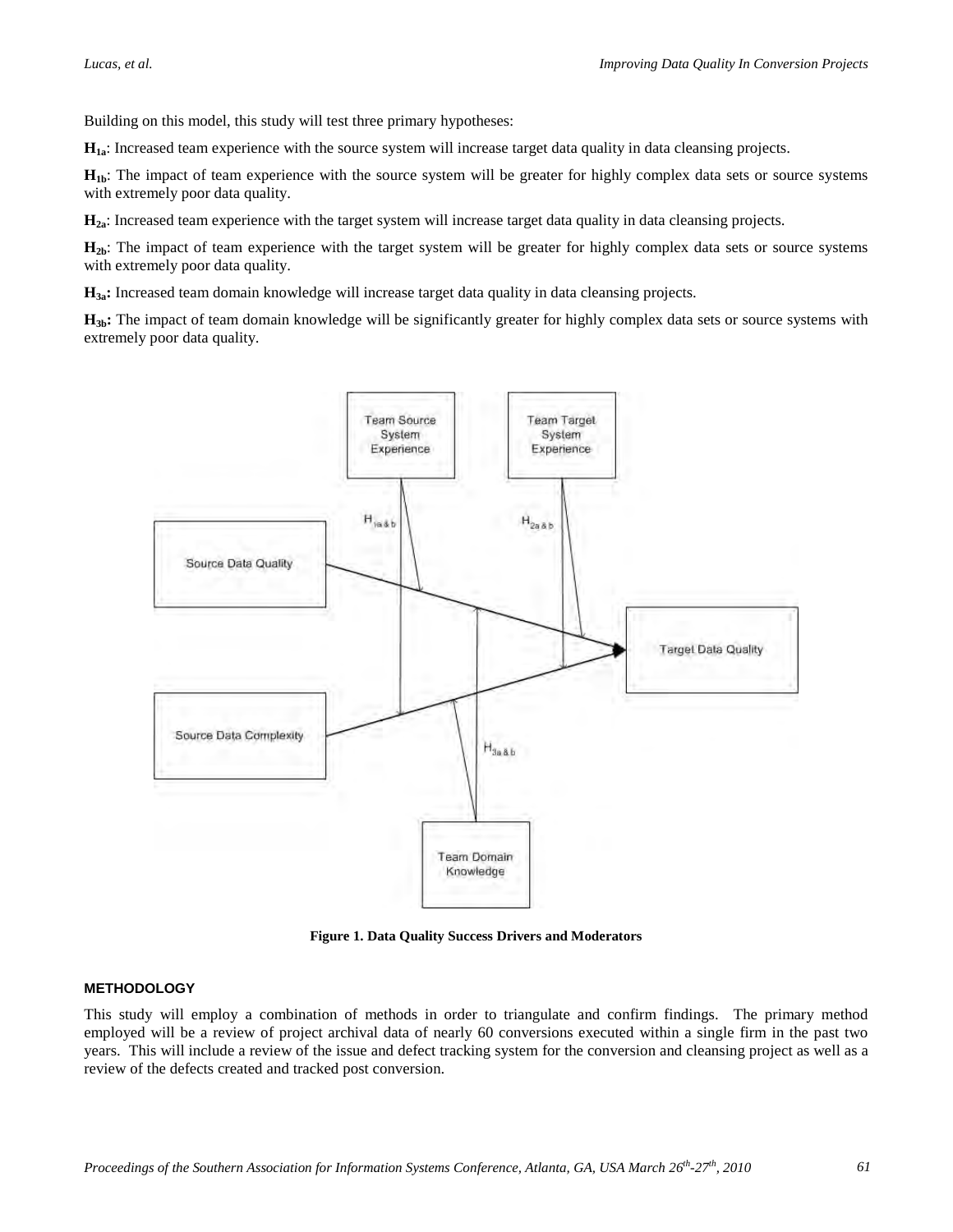Building on this model, this study will test three primary hypotheses:

$\mathbf{H_{1a}}$: Increased team experience with the source system will increase target data quality in data cleansing projects.

$\mathbf{H_{1b}}$: The impact of team experience with the source system will be greater for highly complex data sets or source systems with extremely poor data quality.

$\mathbf{H_{2a}}$: Increased team experience with the target system will increase target data quality in data cleansing projects.

$\mathbf{H_{2b}}$: The impact of team experience with the target system will be greater for highly complex data sets or source systems with extremely poor data quality.

$\mathbf{H_{3a}}$**:** Increased team domain knowledge will increase target data quality in data cleansing projects.

$\mathbf{H_{3b}}$**:** The impact of team domain knowledge will be significantly greater for highly complex data sets or source systems with extremely poor data quality.

**Figure 1. Data Quality Success Drivers and Moderators**

#### METHODOLOGY

This study will employ a combination of methods in order to triangulate and confirm findings. The primary method employed will be a review of project archival data of nearly 60 conversions executed within a single firm in the past two years. This will include a review of the issue and defect tracking system for the conversion and cleansing project as well as a review of the defects created and tracked post conversion.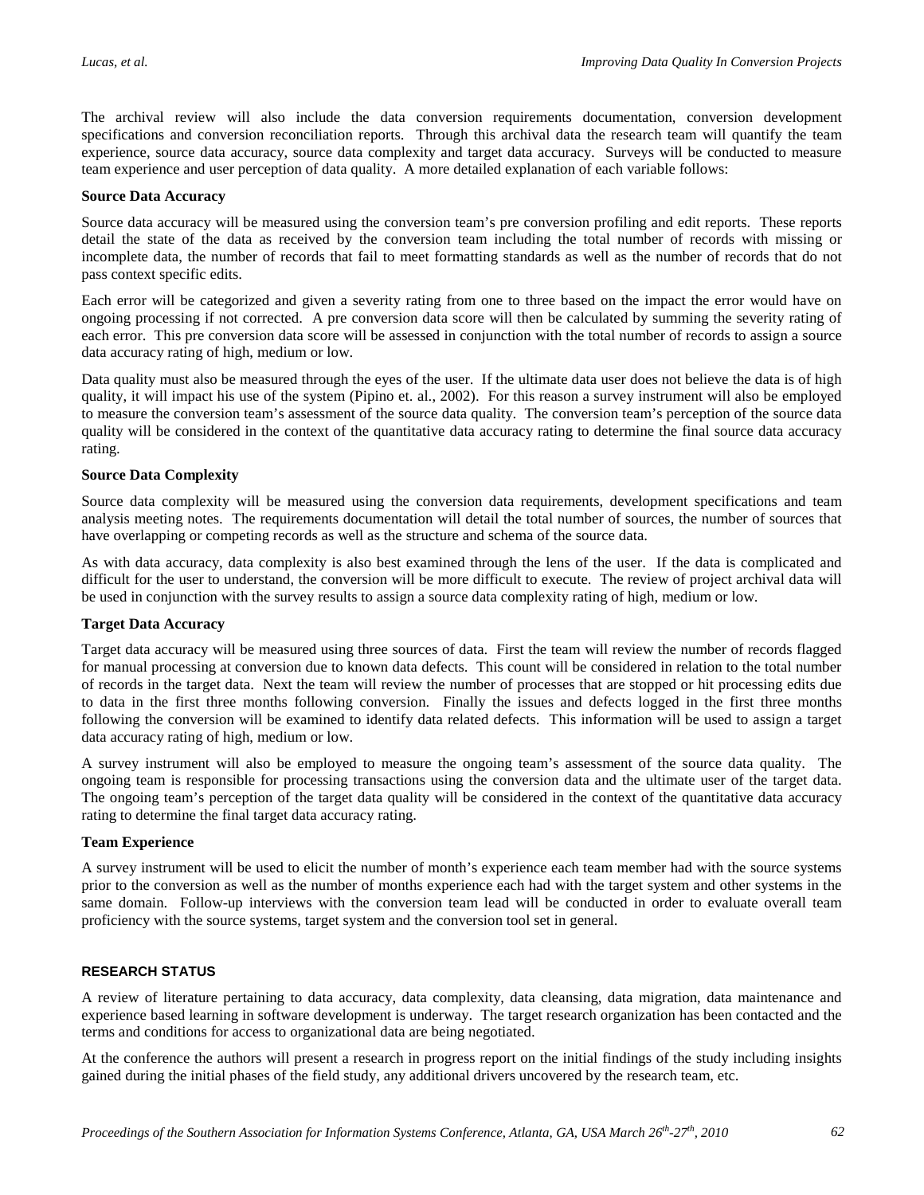The archival review will also include the data conversion requirements documentation, conversion development specifications and conversion reconciliation reports. Through this archival data the research team will quantify the team experience, source data accuracy, source data complexity and target data accuracy. Surveys will be conducted to measure team experience and user perception of data quality. A more detailed explanation of each variable follows:

**Source Data Accuracy**

Source data accuracy will be measured using the conversion team's pre conversion profiling and edit reports. These reports detail the state of the data as received by the conversion team including the total number of records with missing or incomplete data, the number of records that fail to meet formatting standards as well as the number of records that do not pass context specific edits.

Each error will be categorized and given a severity rating from one to three based on the impact the error would have on ongoing processing if not corrected. A pre conversion data score will then be calculated by summing the severity rating of each error. This pre conversion data score will be assessed in conjunction with the total number of records to assign a source data accuracy rating of high, medium or low.

Data quality must also be measured through the eyes of the user. If the ultimate data user does not believe the data is of high quality, it will impact his use of the system (Pipino et. al., 2002). For this reason a survey instrument will also be employed to measure the conversion team's assessment of the source data quality. The conversion team's perception of the source data quality will be considered in the context of the quantitative data accuracy rating to determine the final source data accuracy rating.

**Source Data Complexity**

Source data complexity will be measured using the conversion data requirements, development specifications and team analysis meeting notes. The requirements documentation will detail the total number of sources, the number of sources that have overlapping or competing records as well as the structure and schema of the source data.

As with data accuracy, data complexity is also best examined through the lens of the user. If the data is complicated and difficult for the user to understand, the conversion will be more difficult to execute. The review of project archival data will be used in conjunction with the survey results to assign a source data complexity rating of high, medium or low.

**Target Data Accuracy**

Target data accuracy will be measured using three sources of data. First the team will review the number of records flagged for manual processing at conversion due to known data defects. This count will be considered in relation to the total number of records in the target data. Next the team will review the number of processes that are stopped or hit processing edits due to data in the first three months following conversion. Finally the issues and defects logged in the first three months following the conversion will be examined to identify data related defects. This information will be used to assign a target data accuracy rating of high, medium or low.

A survey instrument will also be employed to measure the ongoing team's assessment of the source data quality. The ongoing team is responsible for processing transactions using the conversion data and the ultimate user of the target data. The ongoing team's perception of the target data quality will be considered in the context of the quantitative data accuracy rating to determine the final target data accuracy rating.

**Team Experience**

A survey instrument will be used to elicit the number of month's experience each team member had with the source systems prior to the conversion as well as the number of months experience each had with the target system and other systems in the same domain. Follow-up interviews with the conversion team lead will be conducted in order to evaluate overall team proficiency with the source systems, target system and the conversion tool set in general.

## RESEARCH STATUS

A review of literature pertaining to data accuracy, data complexity, data cleansing, data migration, data maintenance and experience based learning in software development is underway. The target research organization has been contacted and the terms and conditions for access to organizational data are being negotiated.

At the conference the authors will present a research in progress report on the initial findings of the study including insights gained during the initial phases of the field study, any additional drivers uncovered by the research team, etc.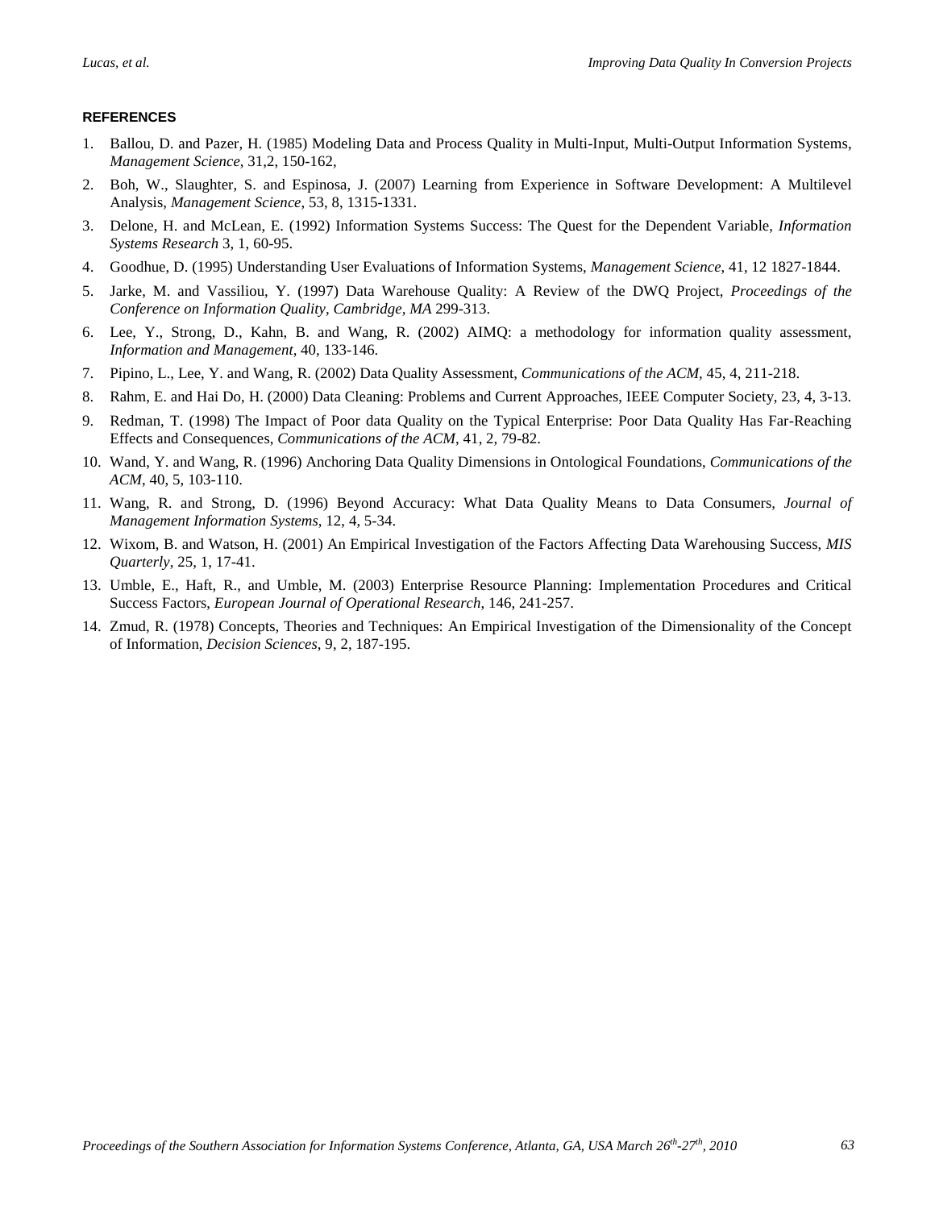### REFERENCES

1. Ballou, D. and Pazer, H. (1985) Modeling Data and Process Quality in Multi-Input, Multi-Output Information Systems, *Management Science*, 31,2, 150-162,
2. Boh, W., Slaughter, S. and Espinosa, J. (2007) Learning from Experience in Software Development: A Multilevel Analysis, *Management Science*, 53, 8, 1315-1331.
3. Delone, H. and McLean, E. (1992) Information Systems Success: The Quest for the Dependent Variable, *Information Systems Research* 3, 1, 60-95.
4. Goodhue, D. (1995) Understanding User Evaluations of Information Systems, *Management Science*, 41, 12 1827-1844.
5. Jarke, M. and Vassiliou, Y. (1997) Data Warehouse Quality: A Review of the DWQ Project, *Proceedings of the Conference on Information Quality, Cambridge, MA* 299-313.
6. Lee, Y., Strong, D., Kahn, B. and Wang, R. (2002) AIMQ: a methodology for information quality assessment, *Information and Management*, 40, 133-146.
7. Pipino, L., Lee, Y. and Wang, R. (2002) Data Quality Assessment, *Communications of the ACM*, 45, 4, 211-218.
8. Rahm, E. and Hai Do, H. (2000) Data Cleaning: Problems and Current Approaches, IEEE Computer Society, 23, 4, 3-13.
9. Redman, T. (1998) The Impact of Poor data Quality on the Typical Enterprise: Poor Data Quality Has Far-Reaching Effects and Consequences, *Communications of the ACM*, 41, 2, 79-82.
10. Wand, Y. and Wang, R. (1996) Anchoring Data Quality Dimensions in Ontological Foundations, *Communications of the ACM*, 40, 5, 103-110.
11. Wang, R. and Strong, D. (1996) Beyond Accuracy: What Data Quality Means to Data Consumers, *Journal of Management Information Systems*, 12, 4, 5-34.
12. Wixom, B. and Watson, H. (2001) An Empirical Investigation of the Factors Affecting Data Warehousing Success, *MIS Quarterly*, 25, 1, 17-41.
13. Umble, E., Haft, R., and Umble, M. (2003) Enterprise Resource Planning: Implementation Procedures and Critical Success Factors, *European Journal of Operational Research*, 146, 241-257.
14. Zmud, R. (1978) Concepts, Theories and Techniques: An Empirical Investigation of the Dimensionality of the Concept of Information, *Decision Sciences*, 9, 2, 187-195.